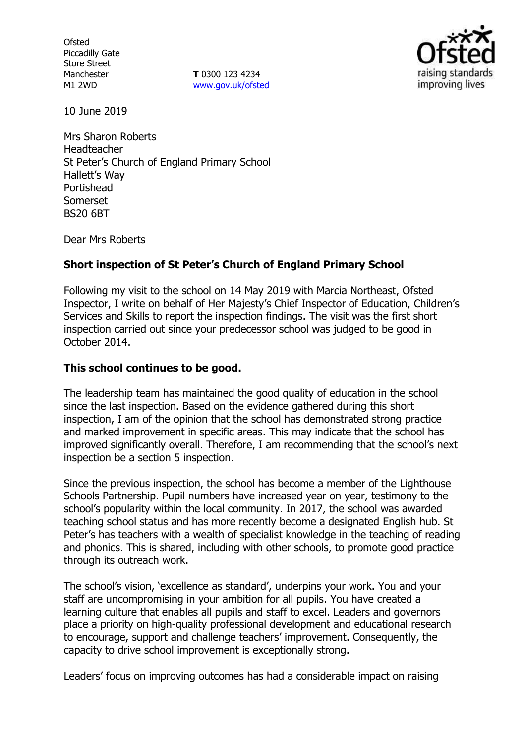Ofsted
Piccadilly Gate
Store Street
Manchester
M1 2WD

**T** 0300 123 4234
www.gov.uk/ofsted

10 June 2019

Mrs Sharon Roberts
Headteacher
St Peter's Church of England Primary School
Hallett's Way
Portishead
Somerset
BS20 6BT

Dear Mrs Roberts

**Short inspection of St Peter's Church of England Primary School**

Following my visit to the school on 14 May 2019 with Marcia Northeast, Ofsted Inspector, I write on behalf of Her Majesty's Chief Inspector of Education, Children's Services and Skills to report the inspection findings. The visit was the first short inspection carried out since your predecessor school was judged to be good in October 2014.

**This school continues to be good.**

The leadership team has maintained the good quality of education in the school since the last inspection. Based on the evidence gathered during this short inspection, I am of the opinion that the school has demonstrated strong practice and marked improvement in specific areas. This may indicate that the school has improved significantly overall. Therefore, I am recommending that the school's next inspection be a section 5 inspection.

Since the previous inspection, the school has become a member of the Lighthouse Schools Partnership. Pupil numbers have increased year on year, testimony to the school's popularity within the local community. In 2017, the school was awarded teaching school status and has more recently become a designated English hub. St Peter's has teachers with a wealth of specialist knowledge in the teaching of reading and phonics. This is shared, including with other schools, to promote good practice through its outreach work.

The school's vision, 'excellence as standard', underpins your work. You and your staff are uncompromising in your ambition for all pupils. You have created a learning culture that enables all pupils and staff to excel. Leaders and governors place a priority on high-quality professional development and educational research to encourage, support and challenge teachers' improvement. Consequently, the capacity to drive school improvement is exceptionally strong.

Leaders' focus on improving outcomes has had a considerable impact on raising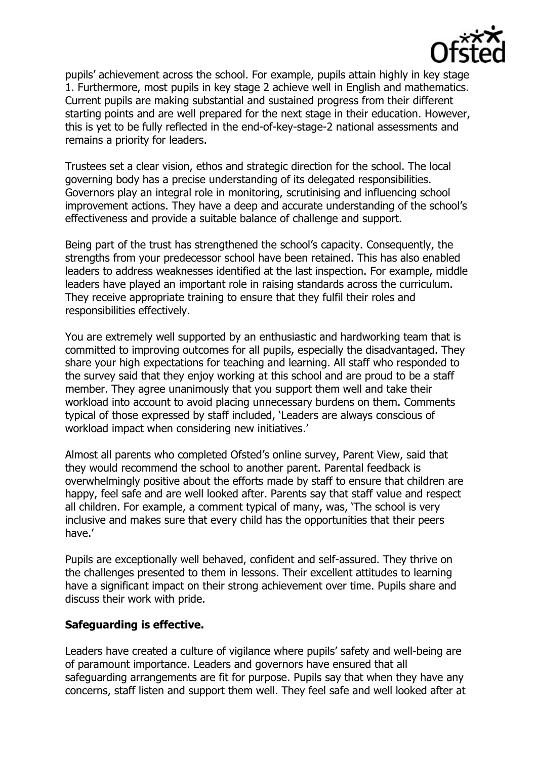pupils' achievement across the school. For example, pupils attain highly in key stage 1. Furthermore, most pupils in key stage 2 achieve well in English and mathematics. Current pupils are making substantial and sustained progress from their different starting points and are well prepared for the next stage in their education. However, this is yet to be fully reflected in the end-of-key-stage-2 national assessments and remains a priority for leaders.

Trustees set a clear vision, ethos and strategic direction for the school. The local governing body has a precise understanding of its delegated responsibilities. Governors play an integral role in monitoring, scrutinising and influencing school improvement actions. They have a deep and accurate understanding of the school's effectiveness and provide a suitable balance of challenge and support.

Being part of the trust has strengthened the school's capacity. Consequently, the strengths from your predecessor school have been retained. This has also enabled leaders to address weaknesses identified at the last inspection. For example, middle leaders have played an important role in raising standards across the curriculum. They receive appropriate training to ensure that they fulfil their roles and responsibilities effectively.

You are extremely well supported by an enthusiastic and hardworking team that is committed to improving outcomes for all pupils, especially the disadvantaged. They share your high expectations for teaching and learning. All staff who responded to the survey said that they enjoy working at this school and are proud to be a staff member. They agree unanimously that you support them well and take their workload into account to avoid placing unnecessary burdens on them. Comments typical of those expressed by staff included, 'Leaders are always conscious of workload impact when considering new initiatives.'

Almost all parents who completed Ofsted's online survey, Parent View, said that they would recommend the school to another parent. Parental feedback is overwhelmingly positive about the efforts made by staff to ensure that children are happy, feel safe and are well looked after. Parents say that staff value and respect all children. For example, a comment typical of many, was, 'The school is very inclusive and makes sure that every child has the opportunities that their peers have.'

Pupils are exceptionally well behaved, confident and self-assured. They thrive on the challenges presented to them in lessons. Their excellent attitudes to learning have a significant impact on their strong achievement over time. Pupils share and discuss their work with pride.

**Safeguarding is effective.**

Leaders have created a culture of vigilance where pupils' safety and well-being are of paramount importance. Leaders and governors have ensured that all safeguarding arrangements are fit for purpose. Pupils say that when they have any concerns, staff listen and support them well. They feel safe and well looked after at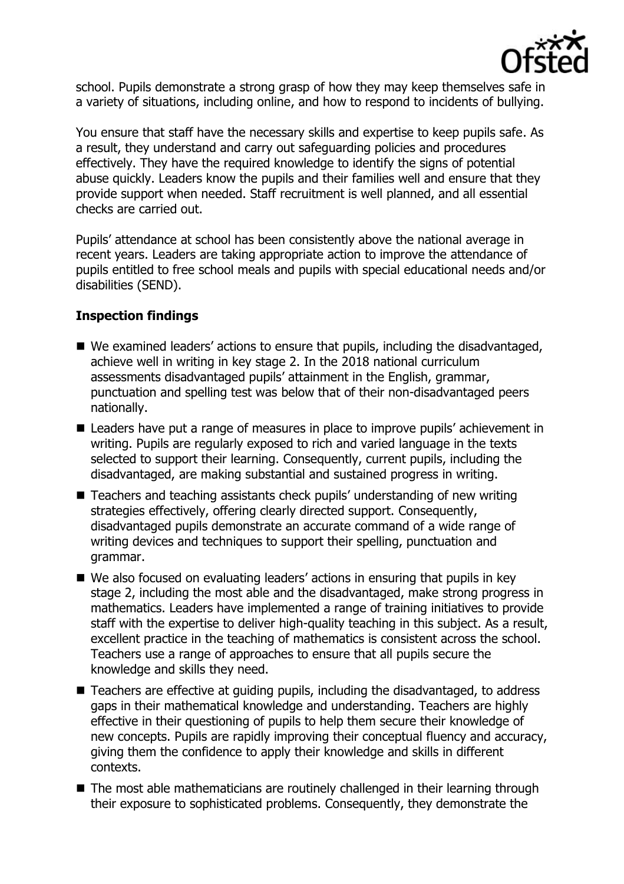school. Pupils demonstrate a strong grasp of how they may keep themselves safe in a variety of situations, including online, and how to respond to incidents of bullying.

You ensure that staff have the necessary skills and expertise to keep pupils safe. As a result, they understand and carry out safeguarding policies and procedures effectively. They have the required knowledge to identify the signs of potential abuse quickly. Leaders know the pupils and their families well and ensure that they provide support when needed. Staff recruitment is well planned, and all essential checks are carried out.

Pupils' attendance at school has been consistently above the national average in recent years. Leaders are taking appropriate action to improve the attendance of pupils entitled to free school meals and pupils with special educational needs and/or disabilities (SEND).

**Inspection findings**

- We examined leaders' actions to ensure that pupils, including the disadvantaged, achieve well in writing in key stage 2. In the 2018 national curriculum assessments disadvantaged pupils' attainment in the English, grammar, punctuation and spelling test was below that of their non-disadvantaged peers nationally.
- Leaders have put a range of measures in place to improve pupils' achievement in writing. Pupils are regularly exposed to rich and varied language in the texts selected to support their learning. Consequently, current pupils, including the disadvantaged, are making substantial and sustained progress in writing.
- Teachers and teaching assistants check pupils' understanding of new writing strategies effectively, offering clearly directed support. Consequently, disadvantaged pupils demonstrate an accurate command of a wide range of writing devices and techniques to support their spelling, punctuation and grammar.
- We also focused on evaluating leaders' actions in ensuring that pupils in key stage 2, including the most able and the disadvantaged, make strong progress in mathematics. Leaders have implemented a range of training initiatives to provide staff with the expertise to deliver high-quality teaching in this subject. As a result, excellent practice in the teaching of mathematics is consistent across the school. Teachers use a range of approaches to ensure that all pupils secure the knowledge and skills they need.
- Teachers are effective at guiding pupils, including the disadvantaged, to address gaps in their mathematical knowledge and understanding. Teachers are highly effective in their questioning of pupils to help them secure their knowledge of new concepts. Pupils are rapidly improving their conceptual fluency and accuracy, giving them the confidence to apply their knowledge and skills in different contexts.
- The most able mathematicians are routinely challenged in their learning through their exposure to sophisticated problems. Consequently, they demonstrate the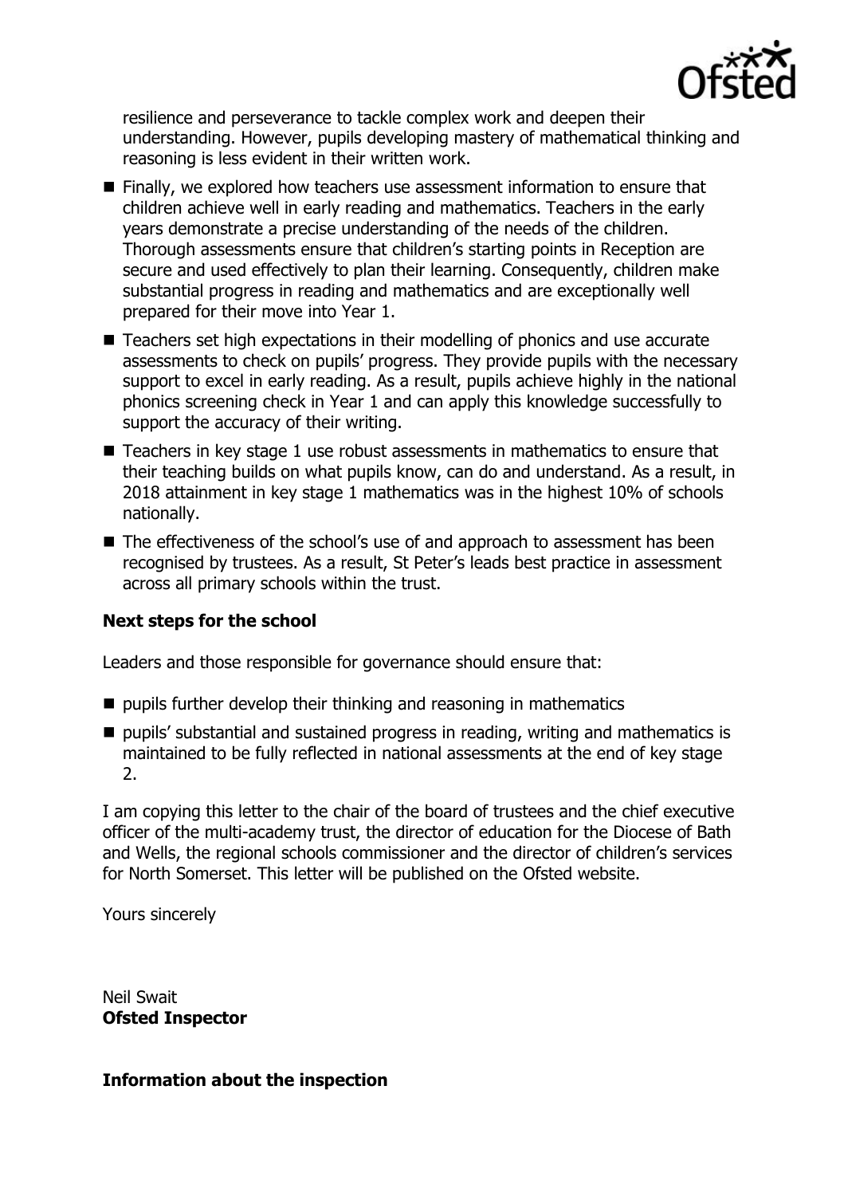resilience and perseverance to tackle complex work and deepen their understanding. However, pupils developing mastery of mathematical thinking and reasoning is less evident in their written work.

- Finally, we explored how teachers use assessment information to ensure that children achieve well in early reading and mathematics. Teachers in the early years demonstrate a precise understanding of the needs of the children. Thorough assessments ensure that children's starting points in Reception are secure and used effectively to plan their learning. Consequently, children make substantial progress in reading and mathematics and are exceptionally well prepared for their move into Year 1.
- Teachers set high expectations in their modelling of phonics and use accurate assessments to check on pupils' progress. They provide pupils with the necessary support to excel in early reading. As a result, pupils achieve highly in the national phonics screening check in Year 1 and can apply this knowledge successfully to support the accuracy of their writing.
- Teachers in key stage 1 use robust assessments in mathematics to ensure that their teaching builds on what pupils know, can do and understand. As a result, in 2018 attainment in key stage 1 mathematics was in the highest 10% of schools nationally.
- The effectiveness of the school's use of and approach to assessment has been recognised by trustees. As a result, St Peter's leads best practice in assessment across all primary schools within the trust.

**Next steps for the school**

Leaders and those responsible for governance should ensure that:

- pupils further develop their thinking and reasoning in mathematics
- pupils' substantial and sustained progress in reading, writing and mathematics is maintained to be fully reflected in national assessments at the end of key stage 2.

I am copying this letter to the chair of the board of trustees and the chief executive officer of the multi-academy trust, the director of education for the Diocese of Bath and Wells, the regional schools commissioner and the director of children's services for North Somerset. This letter will be published on the Ofsted website.

Yours sincerely

Neil Swait
**Ofsted Inspector**

**Information about the inspection**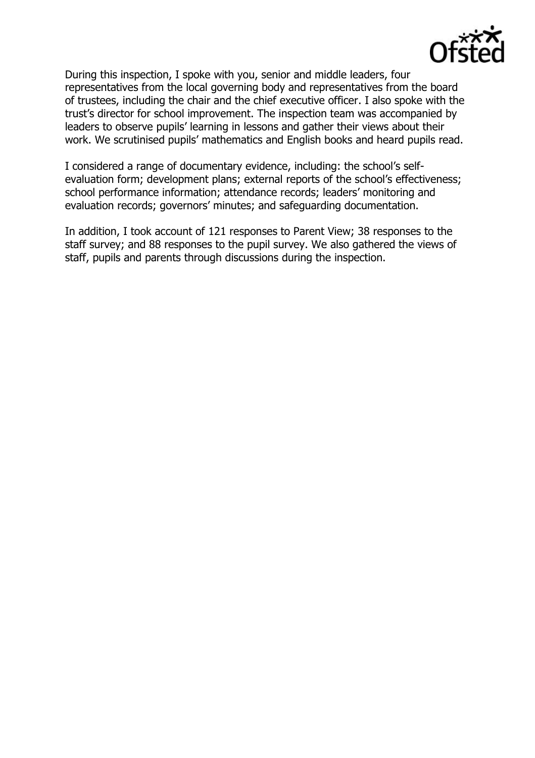During this inspection, I spoke with you, senior and middle leaders, four representatives from the local governing body and representatives from the board of trustees, including the chair and the chief executive officer. I also spoke with the trust's director for school improvement. The inspection team was accompanied by leaders to observe pupils' learning in lessons and gather their views about their work. We scrutinised pupils' mathematics and English books and heard pupils read.

I considered a range of documentary evidence, including: the school's self-evaluation form; development plans; external reports of the school's effectiveness; school performance information; attendance records; leaders' monitoring and evaluation records; governors' minutes; and safeguarding documentation.

In addition, I took account of 121 responses to Parent View; 38 responses to the staff survey; and 88 responses to the pupil survey. We also gathered the views of staff, pupils and parents through discussions during the inspection.